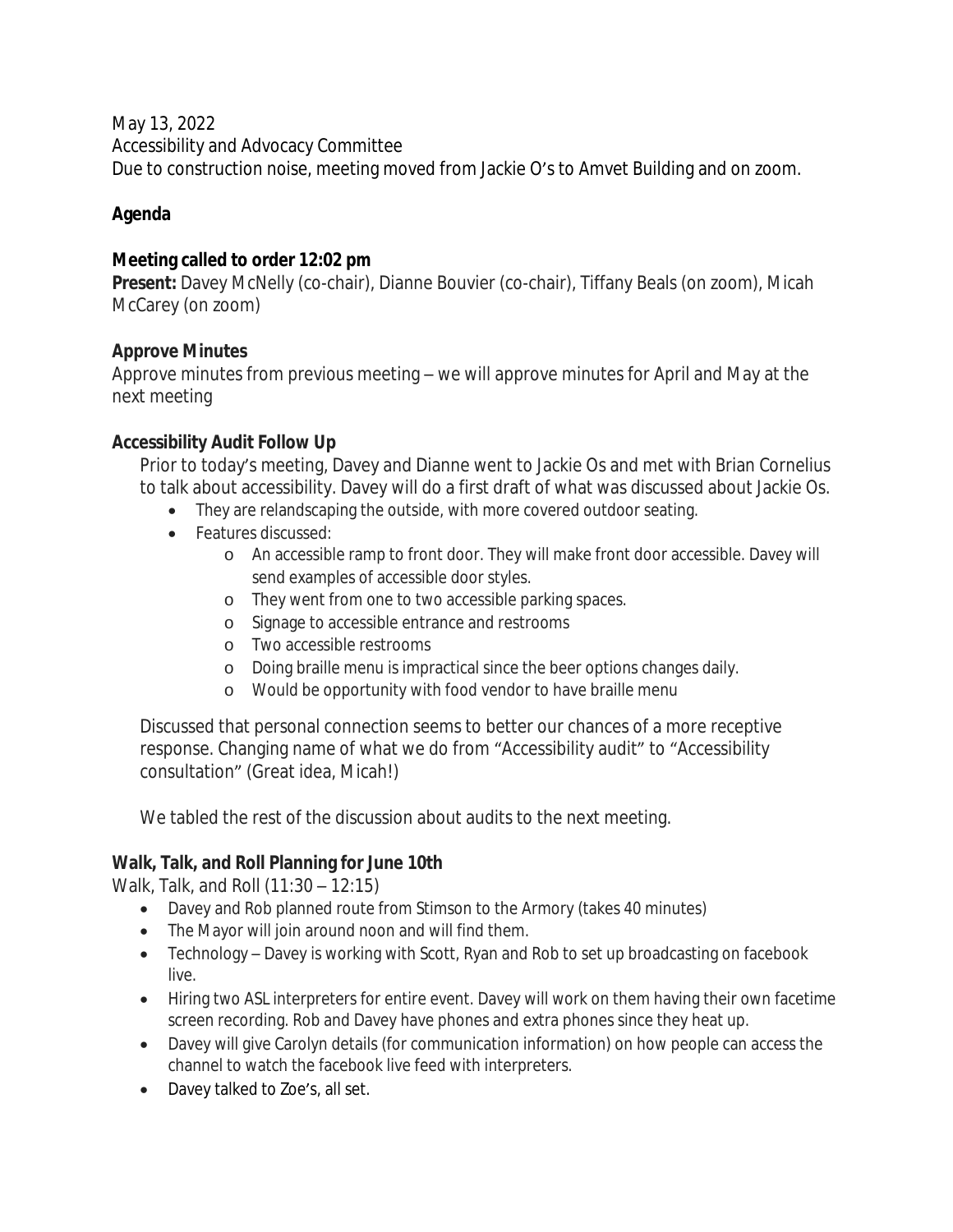May 13, 2022
Accessibility and Advocacy Committee
Due to construction noise, meeting moved from Jackie O's to Amvet Building and on zoom.

**Agenda**

**Meeting called to order 12:02 pm**
**Present:** Davey McNelly (co-chair), Dianne Bouvier (co-chair), Tiffany Beals (on zoom), Micah McCarey (on zoom)

**Approve Minutes**
Approve minutes from previous meeting – we will approve minutes for April and May at the next meeting

**Accessibility Audit Follow Up**

Prior to today's meeting, Davey and Dianne went to Jackie Os and met with Brian Cornelius to talk about accessibility. Davey will do a first draft of what was discussed about Jackie Os.

- They are relandscaping the outside, with more covered outdoor seating.
- Features discussed:
  - An accessible ramp to front door. They will make front door accessible. Davey will send examples of accessible door styles.
  - They went from one to two accessible parking spaces.
  - Signage to accessible entrance and restrooms
  - Two accessible restrooms
  - Doing braille menu is impractical since the beer options changes daily.
  - Would be opportunity with food vendor to have braille menu

Discussed that personal connection seems to better our chances of a more receptive response. Changing name of what we do from "Accessibility audit" to "Accessibility consultation" (Great idea, Micah!)

We tabled the rest of the discussion about audits to the next meeting.

**Walk, Talk, and Roll Planning for June 10th**
Walk, Talk, and Roll (11:30 – 12:15)

- Davey and Rob planned route from Stimson to the Armory (takes 40 minutes)
- The Mayor will join around noon and will find them.
- Technology – Davey is working with Scott, Ryan and Rob to set up broadcasting on facebook live.
- Hiring two ASL interpreters for entire event. Davey will work on them having their own facetime screen recording. Rob and Davey have phones and extra phones since they heat up.
- Davey will give Carolyn details (for communication information) on how people can access the channel to watch the facebook live feed with interpreters.
- Davey talked to Zoe's, all set.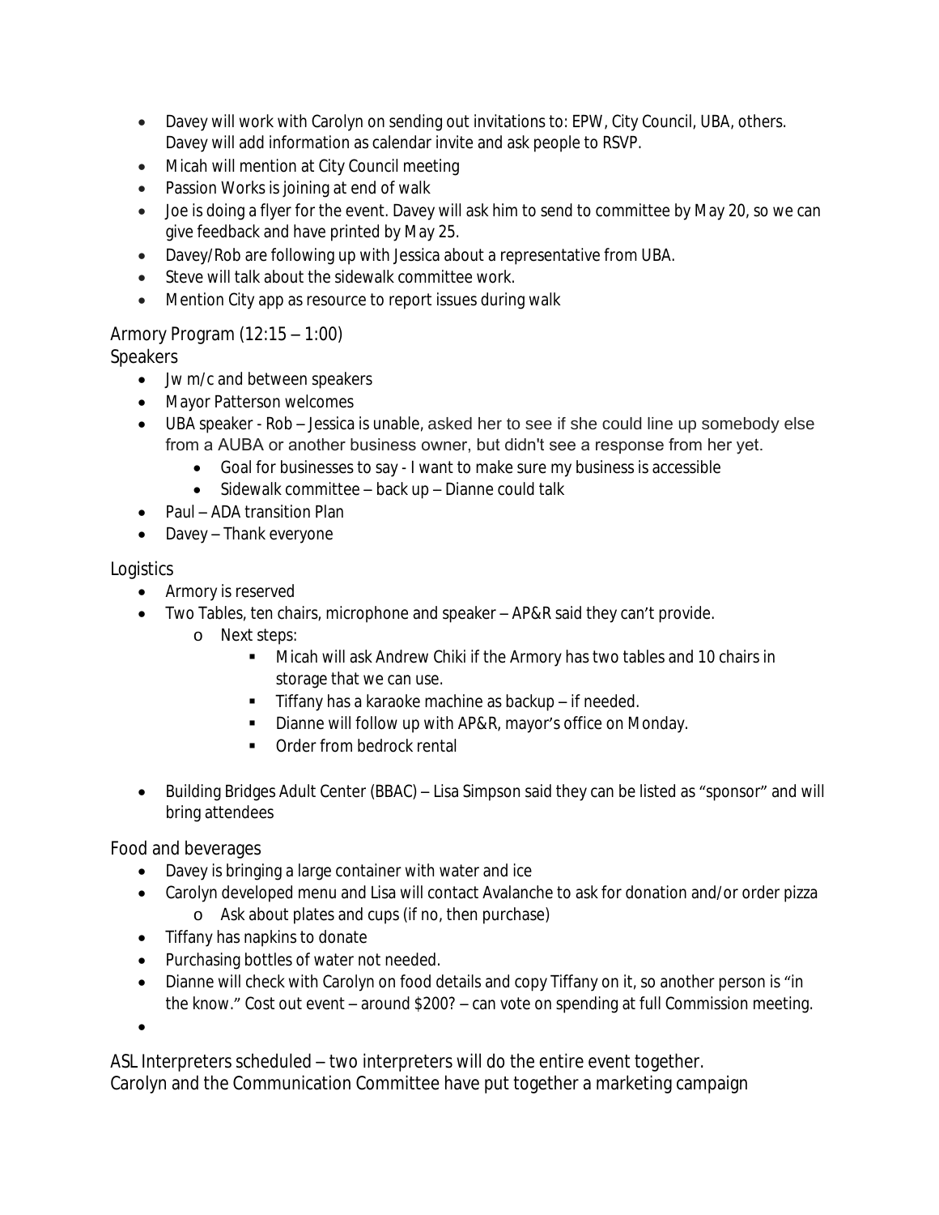- Davey will work with Carolyn on sending out invitations to: EPW, City Council, UBA, others. Davey will add information as calendar invite and ask people to RSVP.
- Micah will mention at City Council meeting
- Passion Works is joining at end of walk
- Joe is doing a flyer for the event. Davey will ask him to send to committee by May 20, so we can give feedback and have printed by May 25.
- Davey/Rob are following up with Jessica about a representative from UBA.
- Steve will talk about the sidewalk committee work.
- Mention City app as resource to report issues during walk

Armory Program (12:15 – 1:00)

Speakers

- Jw m/c and between speakers
- Mayor Patterson welcomes
- UBA speaker - Rob – Jessica is unable, asked her to see if she could line up somebody else from a AUBA or another business owner, but didn't see a response from her yet.
    - Goal for businesses to say - I want to make sure my business is accessible
    - Sidewalk committee – back up – Dianne could talk
- Paul – ADA transition Plan
- Davey – Thank everyone

Logistics

- Armory is reserved
- Two Tables, ten chairs, microphone and speaker – AP&R said they can't provide.
    - Next steps:
        - Micah will ask Andrew Chiki if the Armory has two tables and 10 chairs in storage that we can use.
        - Tiffany has a karaoke machine as backup – if needed.
        - Dianne will follow up with AP&R, mayor's office on Monday.
        - Order from bedrock rental
- Building Bridges Adult Center (BBAC) – Lisa Simpson said they can be listed as "sponsor" and will bring attendees

Food and beverages

- Davey is bringing a large container with water and ice
- Carolyn developed menu and Lisa will contact Avalanche to ask for donation and/or order pizza
    - Ask about plates and cups (if no, then purchase)
- Tiffany has napkins to donate
- Purchasing bottles of water not needed.
- Dianne will check with Carolyn on food details and copy Tiffany on it, so another person is "in the know." Cost out event – around $200? – can vote on spending at full Commission meeting.

ASL Interpreters scheduled – two interpreters will do the entire event together.

Carolyn and the Communication Committee have put together a marketing campaign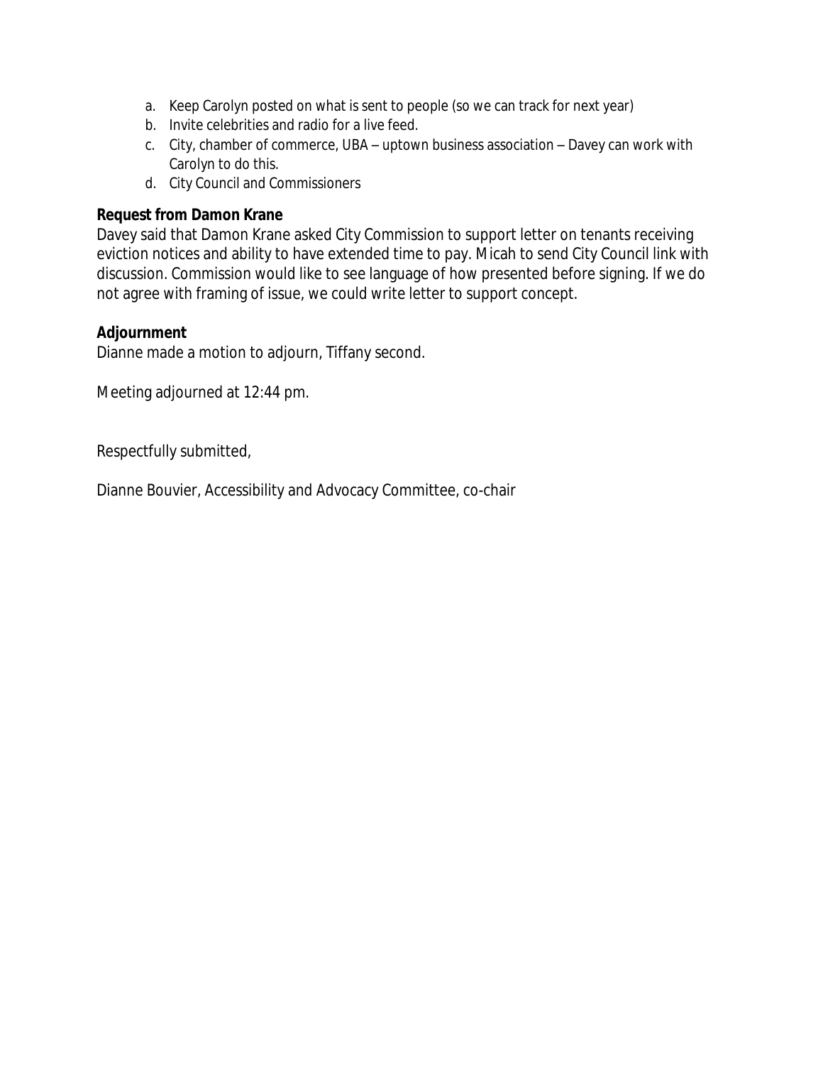a. Keep Carolyn posted on what is sent to people (so we can track for next year)
b. Invite celebrities and radio for a live feed.
c. City, chamber of commerce, UBA – uptown business association – Davey can work with Carolyn to do this.
d. City Council and Commissioners

**Request from Damon Krane**

Davey said that Damon Krane asked City Commission to support letter on tenants receiving eviction notices and ability to have extended time to pay. Micah to send City Council link with discussion. Commission would like to see language of how presented before signing. If we do not agree with framing of issue, we could write letter to support concept.

**Adjournment**

Dianne made a motion to adjourn, Tiffany second.

Meeting adjourned at 12:44 pm.

Respectfully submitted,

Dianne Bouvier, Accessibility and Advocacy Committee, co-chair